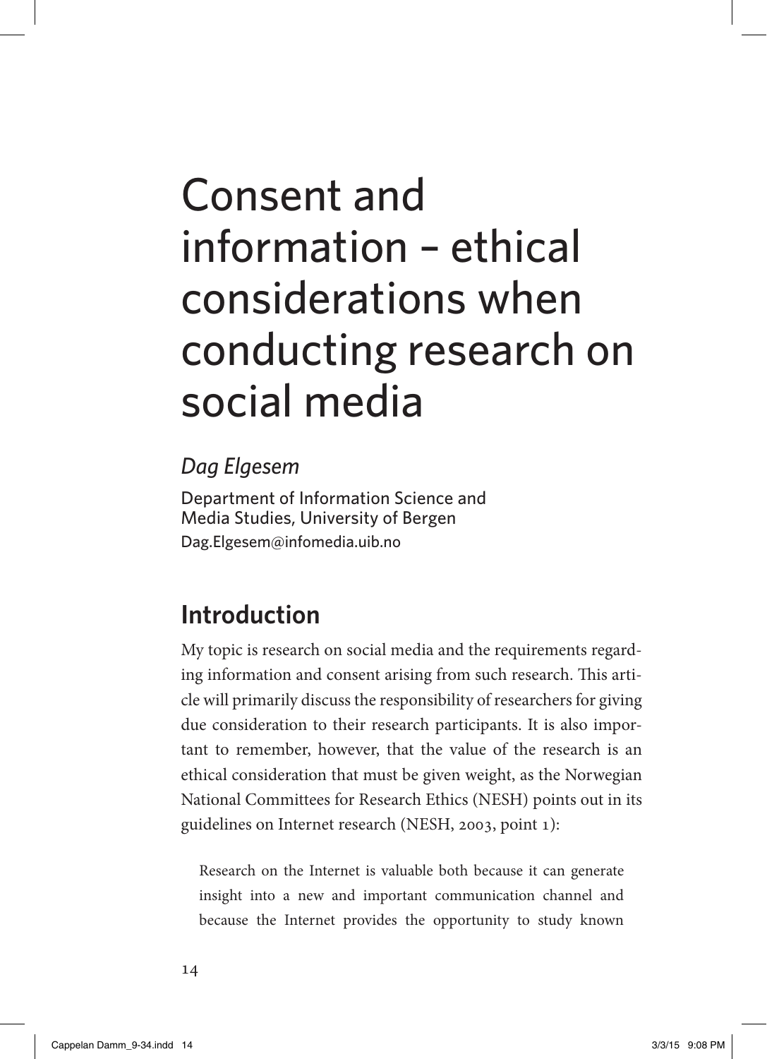# Consent and information – ethical considerations when conducting research on social media

*Dag Elgesem*

Department of Information Science and Media Studies, University of Bergen
Dag.Elgesem@infomedia.uib.no

## Introduction

My topic is research on social media and the requirements regarding information and consent arising from such research. This article will primarily discuss the responsibility of researchers for giving due consideration to their research participants. It is also important to remember, however, that the value of the research is an ethical consideration that must be given weight, as the Norwegian National Committees for Research Ethics (NESH) points out in its guidelines on Internet research (NESH, 2003, point 1):

> Research on the Internet is valuable both because it can generate insight into a new and important communication channel and because the Internet provides the opportunity to study known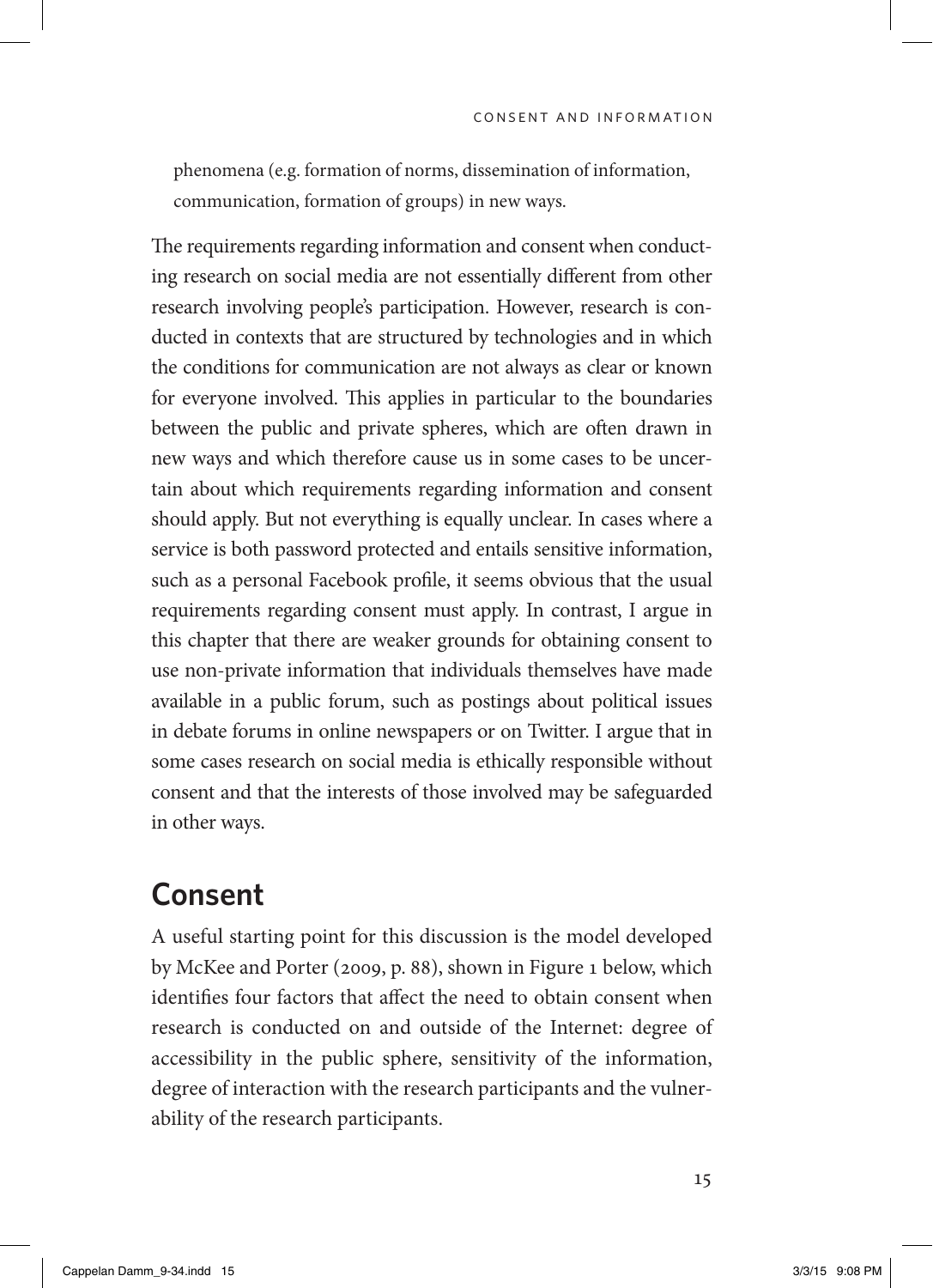phenomena (e.g. formation of norms, dissemination of information, communication, formation of groups) in new ways.

The requirements regarding information and consent when conducting research on social media are not essentially different from other research involving people's participation. However, research is conducted in contexts that are structured by technologies and in which the conditions for communication are not always as clear or known for everyone involved. This applies in particular to the boundaries between the public and private spheres, which are often drawn in new ways and which therefore cause us in some cases to be uncertain about which requirements regarding information and consent should apply. But not everything is equally unclear. In cases where a service is both password protected and entails sensitive information, such as a personal Facebook profile, it seems obvious that the usual requirements regarding consent must apply. In contrast, I argue in this chapter that there are weaker grounds for obtaining consent to use non-private information that individuals themselves have made available in a public forum, such as postings about political issues in debate forums in online newspapers or on Twitter. I argue that in some cases research on social media is ethically responsible without consent and that the interests of those involved may be safeguarded in other ways.

## Consent

A useful starting point for this discussion is the model developed by McKee and Porter (2009, p. 88), shown in Figure 1 below, which identifies four factors that affect the need to obtain consent when research is conducted on and outside of the Internet: degree of accessibility in the public sphere, sensitivity of the information, degree of interaction with the research participants and the vulnerability of the research participants.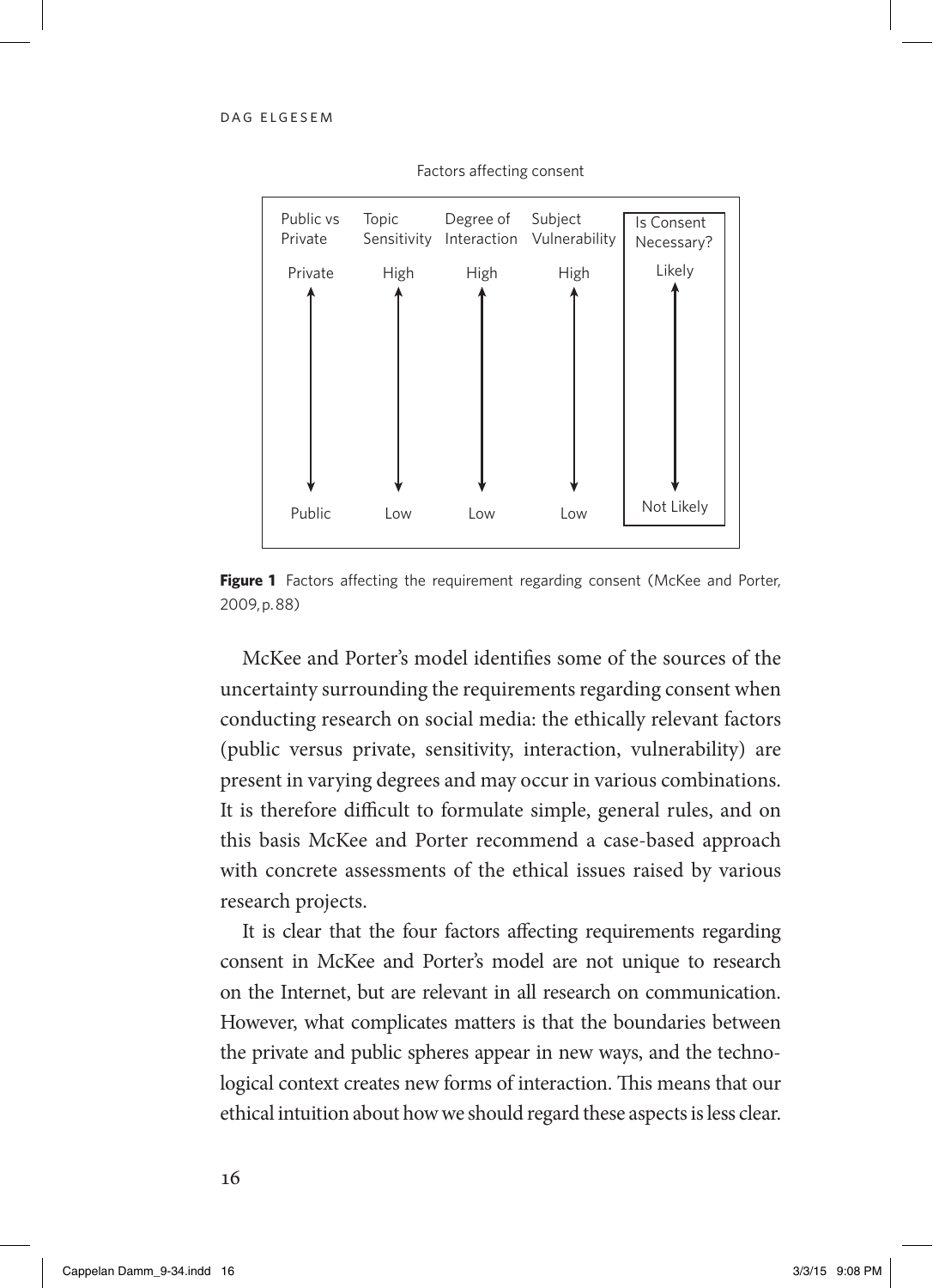Factors affecting consent

Public vs Private — Private / Public

Topic Sensitivity — High / Low

Degree of Interaction — High / Low

Subject Vulnerability — High / Low

Is Consent Necessary? — Likely / Not Likely

**Figure 1** Factors affecting the requirement regarding consent (McKee and Porter, 2009, p. 88)

McKee and Porter's model identifies some of the sources of the uncertainty surrounding the requirements regarding consent when conducting research on social media: the ethically relevant factors (public versus private, sensitivity, interaction, vulnerability) are present in varying degrees and may occur in various combinations. It is therefore difficult to formulate simple, general rules, and on this basis McKee and Porter recommend a case-based approach with concrete assessments of the ethical issues raised by various research projects.

It is clear that the four factors affecting requirements regarding consent in McKee and Porter's model are not unique to research on the Internet, but are relevant in all research on communication. However, what complicates matters is that the boundaries between the private and public spheres appear in new ways, and the technological context creates new forms of interaction. This means that our ethical intuition about how we should regard these aspects is less clear.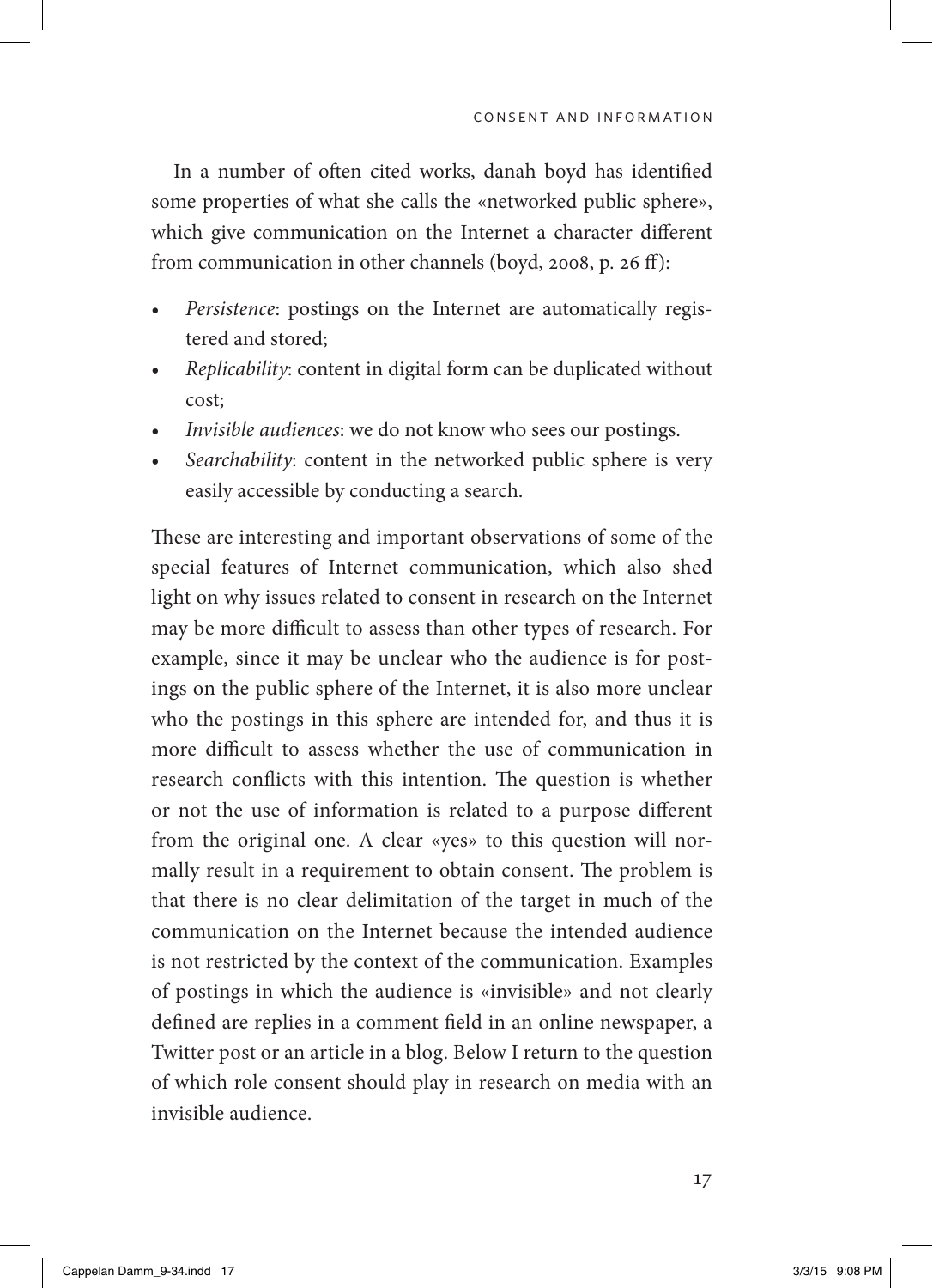In a number of often cited works, danah boyd has identified some properties of what she calls the «networked public sphere», which give communication on the Internet a character different from communication in other channels (boyd, 2008, p. 26 ff):

- *Persistence*: postings on the Internet are automatically registered and stored;
- *Replicability*: content in digital form can be duplicated without cost;
- *Invisible audiences*: we do not know who sees our postings.
- *Searchability*: content in the networked public sphere is very easily accessible by conducting a search.

These are interesting and important observations of some of the special features of Internet communication, which also shed light on why issues related to consent in research on the Internet may be more difficult to assess than other types of research. For example, since it may be unclear who the audience is for postings on the public sphere of the Internet, it is also more unclear who the postings in this sphere are intended for, and thus it is more difficult to assess whether the use of communication in research conflicts with this intention. The question is whether or not the use of information is related to a purpose different from the original one. A clear «yes» to this question will normally result in a requirement to obtain consent. The problem is that there is no clear delimitation of the target in much of the communication on the Internet because the intended audience is not restricted by the context of the communication. Examples of postings in which the audience is «invisible» and not clearly defined are replies in a comment field in an online newspaper, a Twitter post or an article in a blog. Below I return to the question of which role consent should play in research on media with an invisible audience.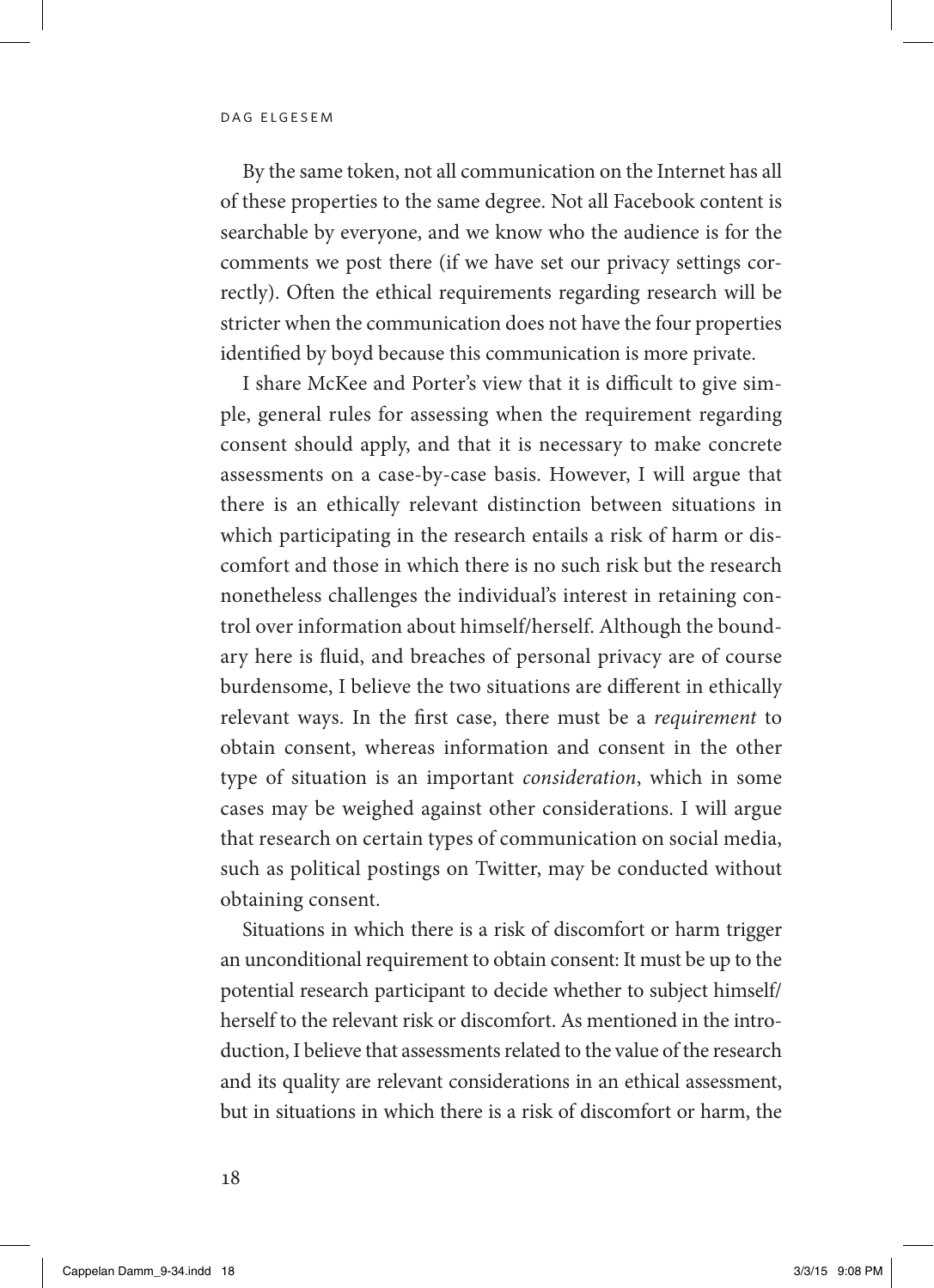By the same token, not all communication on the Internet has all of these properties to the same degree. Not all Facebook content is searchable by everyone, and we know who the audience is for the comments we post there (if we have set our privacy settings correctly). Often the ethical requirements regarding research will be stricter when the communication does not have the four properties identified by boyd because this communication is more private.

I share McKee and Porter's view that it is difficult to give simple, general rules for assessing when the requirement regarding consent should apply, and that it is necessary to make concrete assessments on a case-by-case basis. However, I will argue that there is an ethically relevant distinction between situations in which participating in the research entails a risk of harm or discomfort and those in which there is no such risk but the research nonetheless challenges the individual's interest in retaining control over information about himself/herself. Although the boundary here is fluid, and breaches of personal privacy are of course burdensome, I believe the two situations are different in ethically relevant ways. In the first case, there must be a *requirement* to obtain consent, whereas information and consent in the other type of situation is an important *consideration*, which in some cases may be weighed against other considerations. I will argue that research on certain types of communication on social media, such as political postings on Twitter, may be conducted without obtaining consent.

Situations in which there is a risk of discomfort or harm trigger an unconditional requirement to obtain consent: It must be up to the potential research participant to decide whether to subject himself/herself to the relevant risk or discomfort. As mentioned in the introduction, I believe that assessments related to the value of the research and its quality are relevant considerations in an ethical assessment, but in situations in which there is a risk of discomfort or harm, the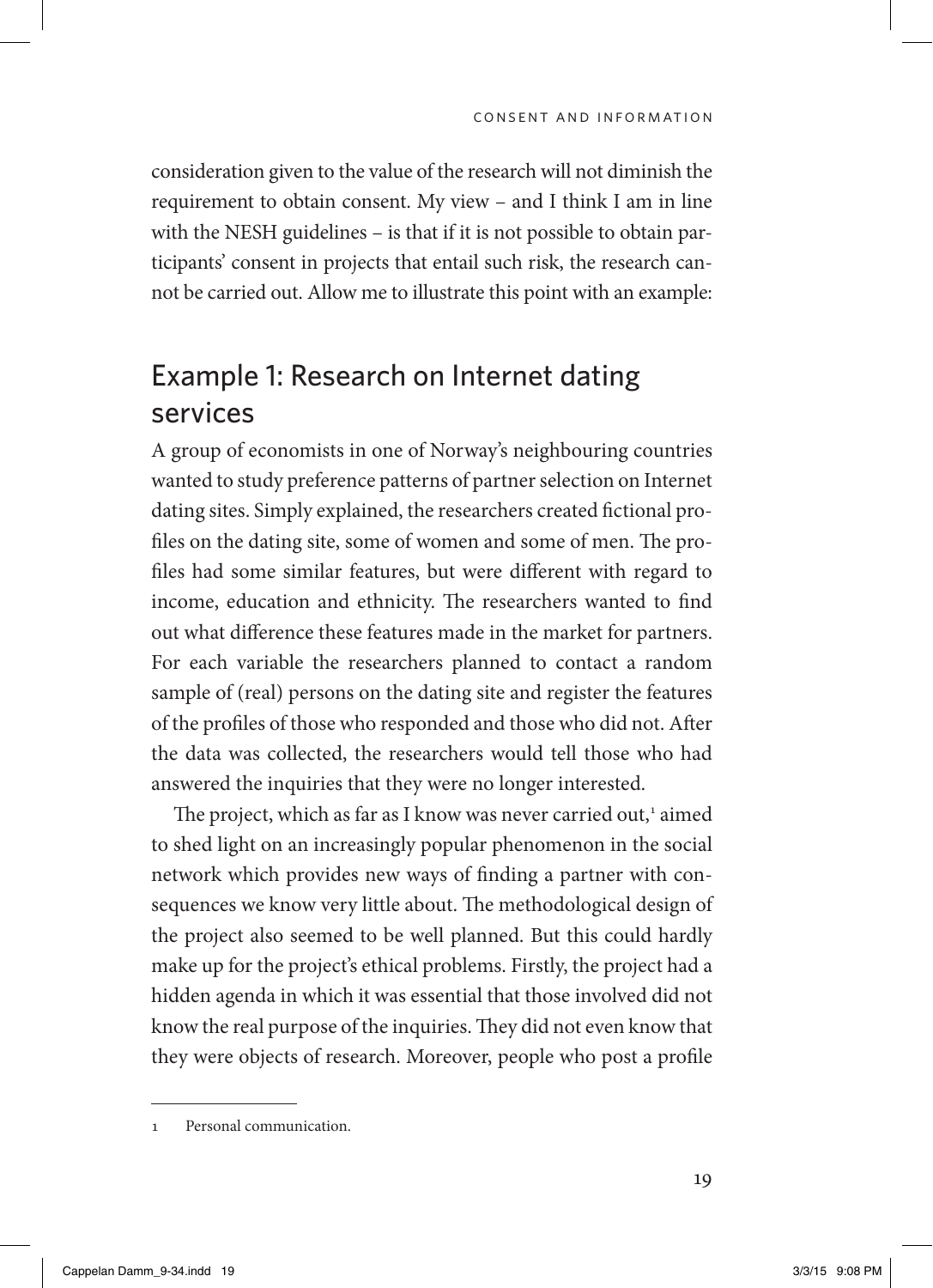consideration given to the value of the research will not diminish the requirement to obtain consent. My view – and I think I am in line with the NESH guidelines – is that if it is not possible to obtain participants' consent in projects that entail such risk, the research cannot be carried out. Allow me to illustrate this point with an example:

## Example 1: Research on Internet dating services

A group of economists in one of Norway's neighbouring countries wanted to study preference patterns of partner selection on Internet dating sites. Simply explained, the researchers created fictional profiles on the dating site, some of women and some of men. The profiles had some similar features, but were different with regard to income, education and ethnicity. The researchers wanted to find out what difference these features made in the market for partners. For each variable the researchers planned to contact a random sample of (real) persons on the dating site and register the features of the profiles of those who responded and those who did not. After the data was collected, the researchers would tell those who had answered the inquiries that they were no longer interested.

The project, which as far as I know was never carried out,[1] aimed to shed light on an increasingly popular phenomenon in the social network which provides new ways of finding a partner with consequences we know very little about. The methodological design of the project also seemed to be well planned. But this could hardly make up for the project's ethical problems. Firstly, the project had a hidden agenda in which it was essential that those involved did not know the real purpose of the inquiries. They did not even know that they were objects of research. Moreover, people who post a profile

1 Personal communication.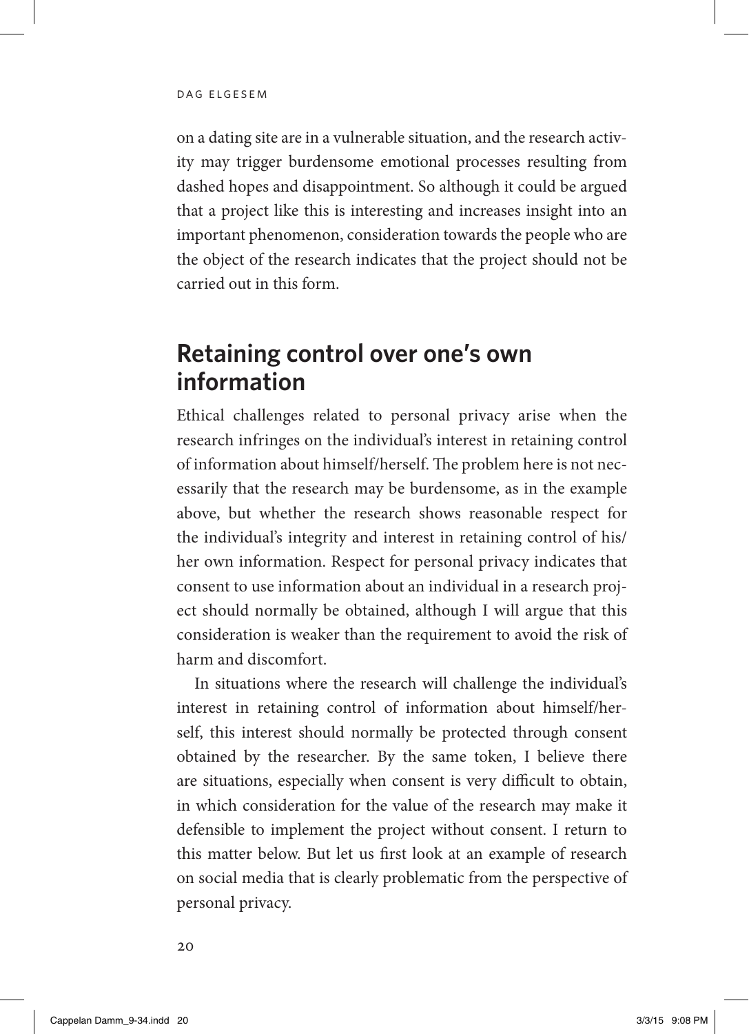on a dating site are in a vulnerable situation, and the research activity may trigger burdensome emotional processes resulting from dashed hopes and disappointment. So although it could be argued that a project like this is interesting and increases insight into an important phenomenon, consideration towards the people who are the object of the research indicates that the project should not be carried out in this form.

## Retaining control over one's own information

Ethical challenges related to personal privacy arise when the research infringes on the individual's interest in retaining control of information about himself/herself. The problem here is not necessarily that the research may be burdensome, as in the example above, but whether the research shows reasonable respect for the individual's integrity and interest in retaining control of his/her own information. Respect for personal privacy indicates that consent to use information about an individual in a research project should normally be obtained, although I will argue that this consideration is weaker than the requirement to avoid the risk of harm and discomfort.

In situations where the research will challenge the individual's interest in retaining control of information about himself/herself, this interest should normally be protected through consent obtained by the researcher. By the same token, I believe there are situations, especially when consent is very difficult to obtain, in which consideration for the value of the research may make it defensible to implement the project without consent. I return to this matter below. But let us first look at an example of research on social media that is clearly problematic from the perspective of personal privacy.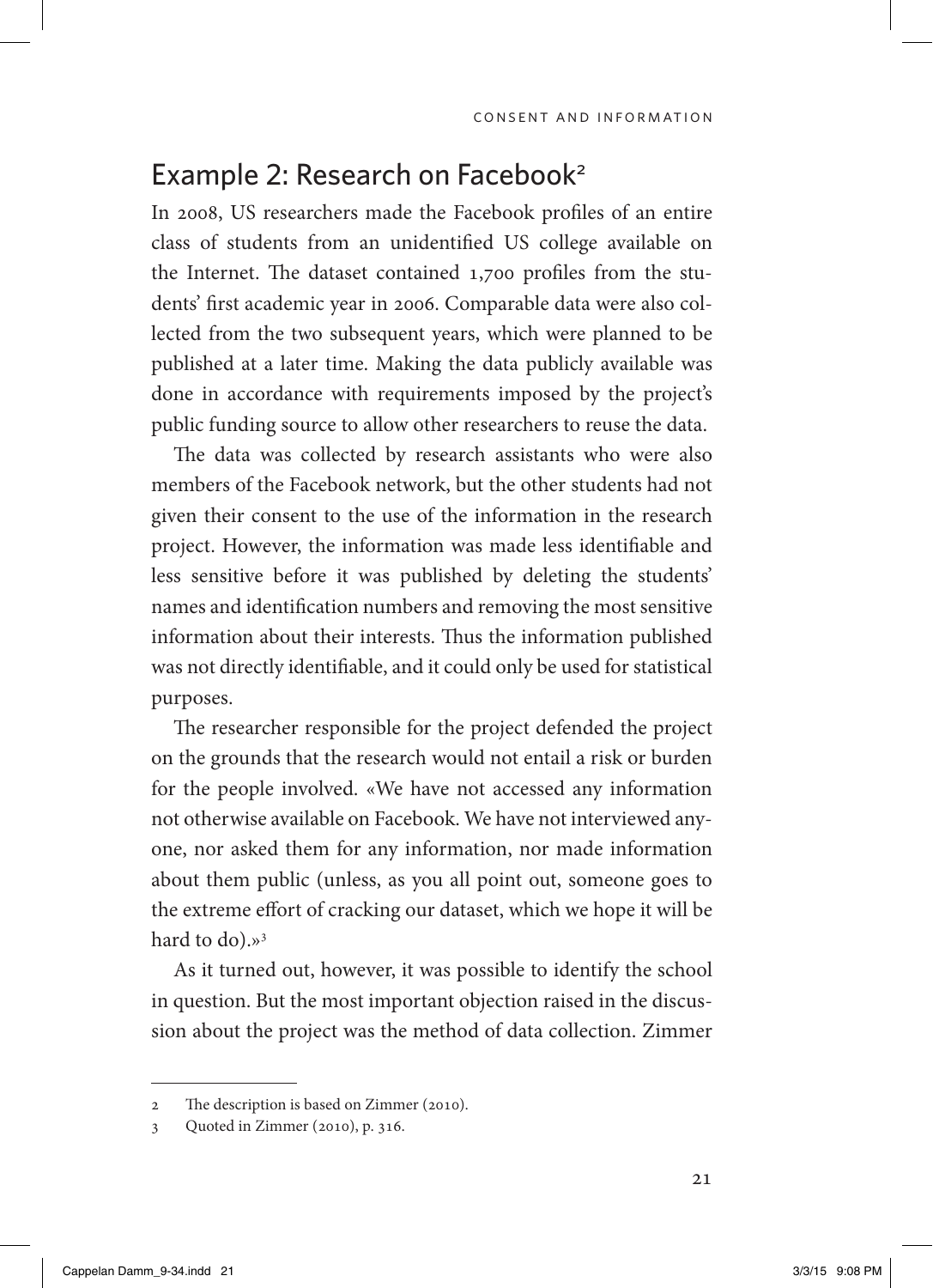## Example 2: Research on Facebook[2]

In 2008, US researchers made the Facebook profiles of an entire class of students from an unidentified US college available on the Internet. The dataset contained 1,700 profiles from the students' first academic year in 2006. Comparable data were also collected from the two subsequent years, which were planned to be published at a later time. Making the data publicly available was done in accordance with requirements imposed by the project's public funding source to allow other researchers to reuse the data.

The data was collected by research assistants who were also members of the Facebook network, but the other students had not given their consent to the use of the information in the research project. However, the information was made less identifiable and less sensitive before it was published by deleting the students' names and identification numbers and removing the most sensitive information about their interests. Thus the information published was not directly identifiable, and it could only be used for statistical purposes.

The researcher responsible for the project defended the project on the grounds that the research would not entail a risk or burden for the people involved. «We have not accessed any information not otherwise available on Facebook. We have not interviewed anyone, nor asked them for any information, nor made information about them public (unless, as you all point out, someone goes to the extreme effort of cracking our dataset, which we hope it will be hard to do).»[3]

As it turned out, however, it was possible to identify the school in question. But the most important objection raised in the discussion about the project was the method of data collection. Zimmer

---

2 The description is based on Zimmer (2010).

3 Quoted in Zimmer (2010), p. 316.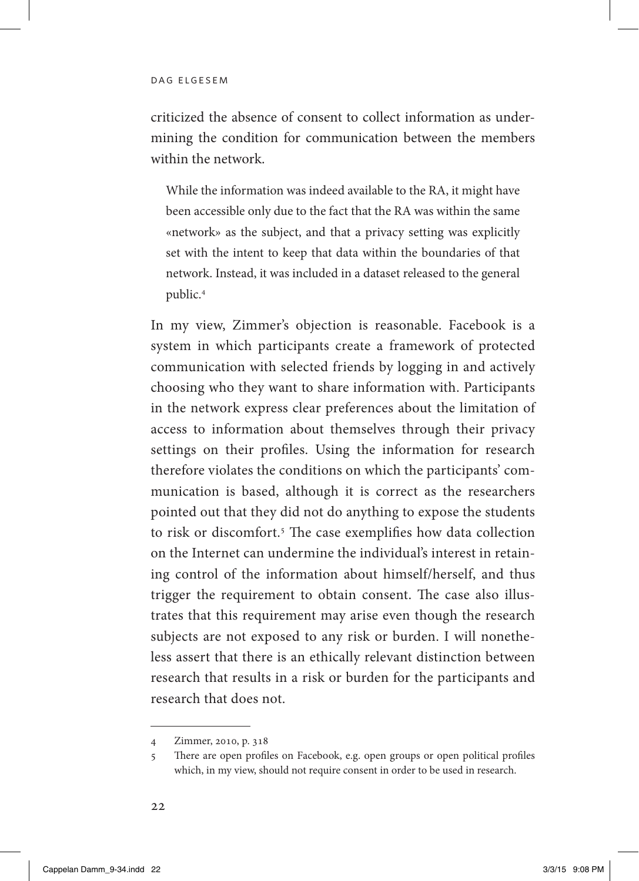criticized the absence of consent to collect information as undermining the condition for communication between the members within the network.

> While the information was indeed available to the RA, it might have been accessible only due to the fact that the RA was within the same «network» as the subject, and that a privacy setting was explicitly set with the intent to keep that data within the boundaries of that network. Instead, it was included in a dataset released to the general public.[4]

In my view, Zimmer's objection is reasonable. Facebook is a system in which participants create a framework of protected communication with selected friends by logging in and actively choosing who they want to share information with. Participants in the network express clear preferences about the limitation of access to information about themselves through their privacy settings on their profiles. Using the information for research therefore violates the conditions on which the participants' communication is based, although it is correct as the researchers pointed out that they did not do anything to expose the students to risk or discomfort.[5] The case exemplifies how data collection on the Internet can undermine the individual's interest in retaining control of the information about himself/herself, and thus trigger the requirement to obtain consent. The case also illustrates that this requirement may arise even though the research subjects are not exposed to any risk or burden. I will nonetheless assert that there is an ethically relevant distinction between research that results in a risk or burden for the participants and research that does not.

---

4 Zimmer, 2010, p. 318

5 There are open profiles on Facebook, e.g. open groups or open political profiles which, in my view, should not require consent in order to be used in research.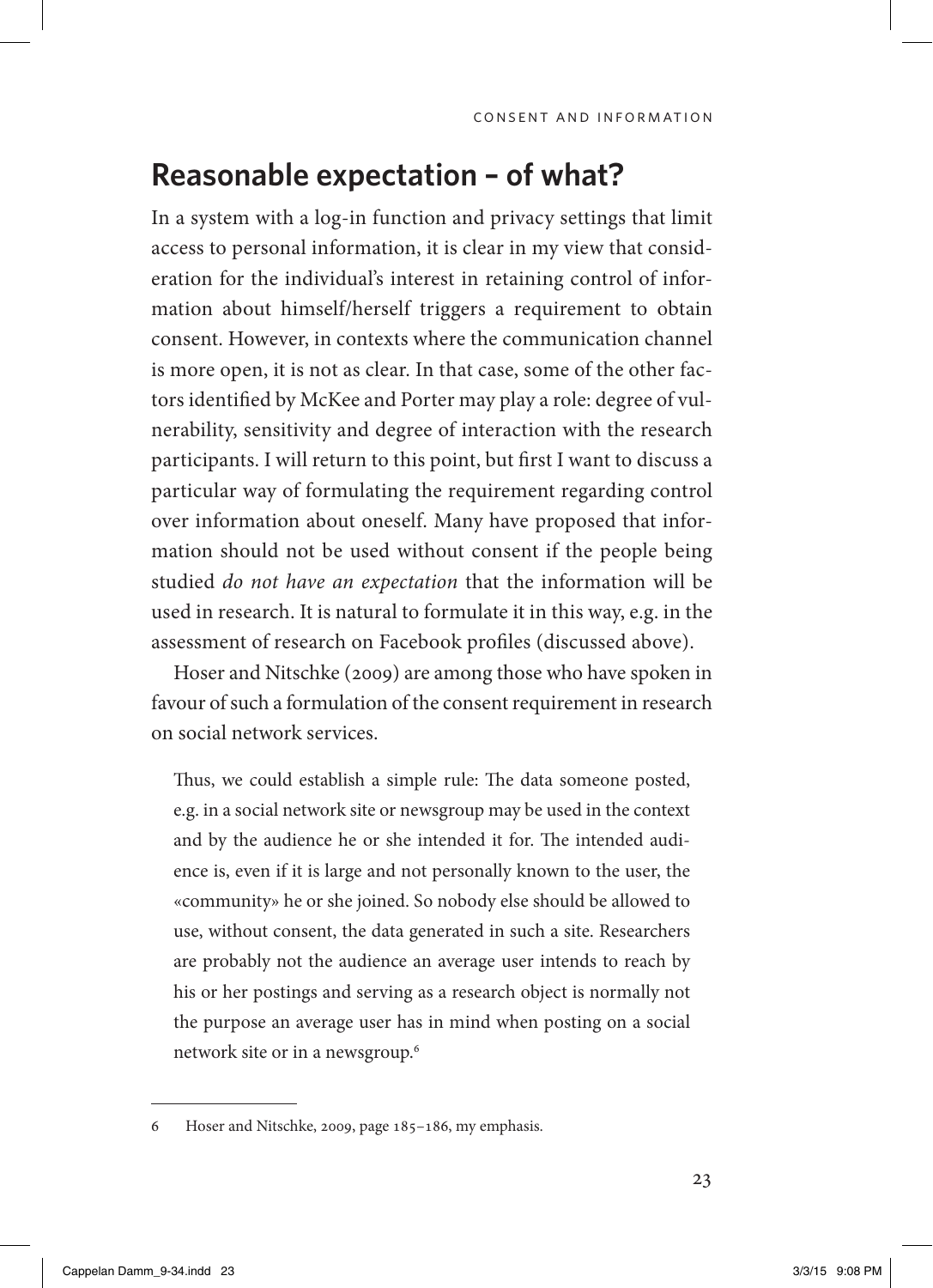## Reasonable expectation – of what?

In a system with a log-in function and privacy settings that limit access to personal information, it is clear in my view that consideration for the individual's interest in retaining control of information about himself/herself triggers a requirement to obtain consent. However, in contexts where the communication channel is more open, it is not as clear. In that case, some of the other factors identified by McKee and Porter may play a role: degree of vulnerability, sensitivity and degree of interaction with the research participants. I will return to this point, but first I want to discuss a particular way of formulating the requirement regarding control over information about oneself. Many have proposed that information should not be used without consent if the people being studied *do not have an expectation* that the information will be used in research. It is natural to formulate it in this way, e.g. in the assessment of research on Facebook profiles (discussed above).

Hoser and Nitschke (2009) are among those who have spoken in favour of such a formulation of the consent requirement in research on social network services.

> Thus, we could establish a simple rule: The data someone posted, e.g. in a social network site or newsgroup may be used in the context and by the audience he or she intended it for. The intended audience is, even if it is large and not personally known to the user, the «community» he or she joined. So nobody else should be allowed to use, without consent, the data generated in such a site. Researchers are probably not the audience an average user intends to reach by his or her postings and serving as a research object is normally not the purpose an average user has in mind when posting on a social network site or in a newsgroup.[6]

---

6 Hoser and Nitschke, 2009, page 185–186, my emphasis.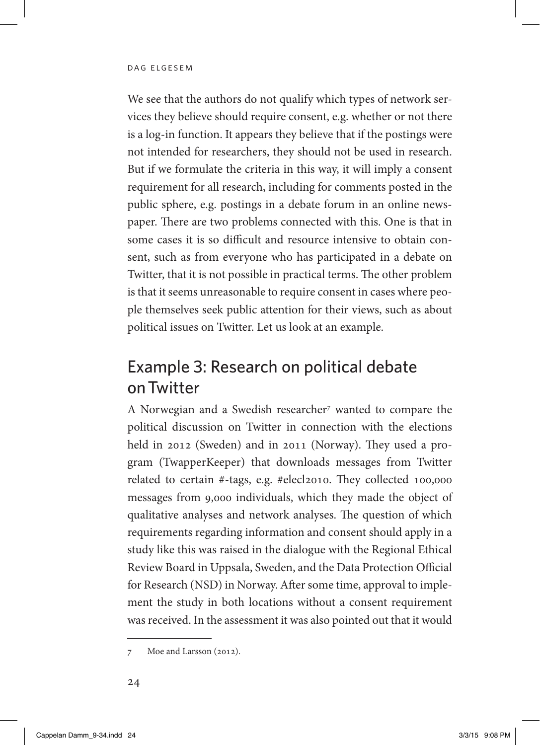We see that the authors do not qualify which types of network services they believe should require consent, e.g. whether or not there is a log-in function. It appears they believe that if the postings were not intended for researchers, they should not be used in research. But if we formulate the criteria in this way, it will imply a consent requirement for all research, including for comments posted in the public sphere, e.g. postings in a debate forum in an online newspaper. There are two problems connected with this. One is that in some cases it is so difficult and resource intensive to obtain consent, such as from everyone who has participated in a debate on Twitter, that it is not possible in practical terms. The other problem is that it seems unreasonable to require consent in cases where people themselves seek public attention for their views, such as about political issues on Twitter. Let us look at an example.

## Example 3: Research on political debate on Twitter

A Norwegian and a Swedish researcher[7] wanted to compare the political discussion on Twitter in connection with the elections held in 2012 (Sweden) and in 2011 (Norway). They used a program (TwapperKeeper) that downloads messages from Twitter related to certain #-tags, e.g. #elecl2010. They collected 100,000 messages from 9,000 individuals, which they made the object of qualitative analyses and network analyses. The question of which requirements regarding information and consent should apply in a study like this was raised in the dialogue with the Regional Ethical Review Board in Uppsala, Sweden, and the Data Protection Official for Research (NSD) in Norway. After some time, approval to implement the study in both locations without a consent requirement was received. In the assessment it was also pointed out that it would

---

7 Moe and Larsson (2012).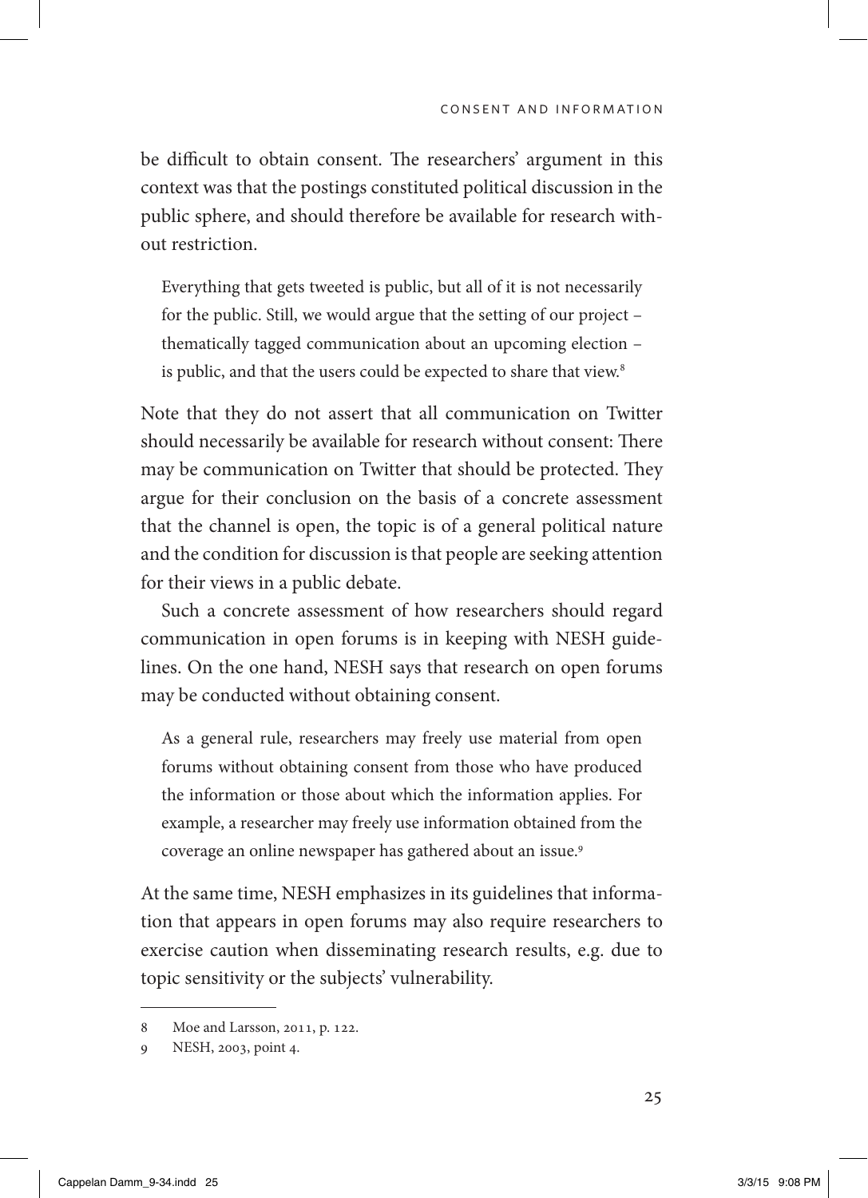be difficult to obtain consent. The researchers' argument in this context was that the postings constituted political discussion in the public sphere, and should therefore be available for research without restriction.

> Everything that gets tweeted is public, but all of it is not necessarily for the public. Still, we would argue that the setting of our project – thematically tagged communication about an upcoming election – is public, and that the users could be expected to share that view.[8]

Note that they do not assert that all communication on Twitter should necessarily be available for research without consent: There may be communication on Twitter that should be protected. They argue for their conclusion on the basis of a concrete assessment that the channel is open, the topic is of a general political nature and the condition for discussion is that people are seeking attention for their views in a public debate.

Such a concrete assessment of how researchers should regard communication in open forums is in keeping with NESH guidelines. On the one hand, NESH says that research on open forums may be conducted without obtaining consent.

> As a general rule, researchers may freely use material from open forums without obtaining consent from those who have produced the information or those about which the information applies. For example, a researcher may freely use information obtained from the coverage an online newspaper has gathered about an issue.[9]

At the same time, NESH emphasizes in its guidelines that information that appears in open forums may also require researchers to exercise caution when disseminating research results, e.g. due to topic sensitivity or the subjects' vulnerability.

---

8 Moe and Larsson, 2011, p. 122.

9 NESH, 2003, point 4.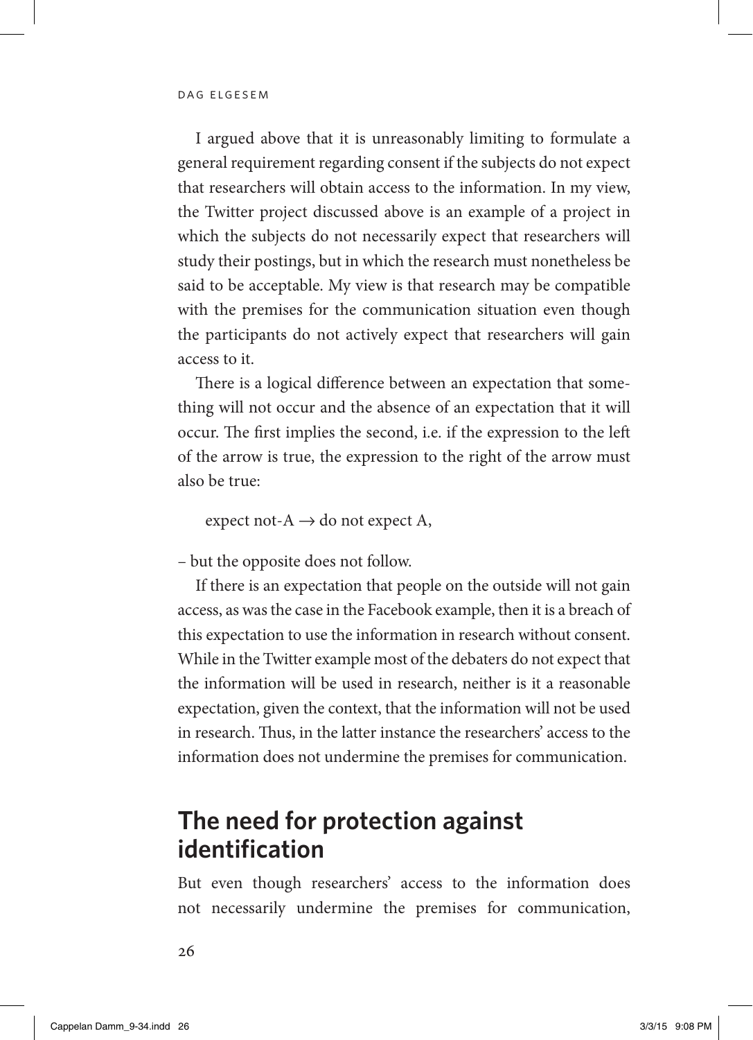I argued above that it is unreasonably limiting to formulate a general requirement regarding consent if the subjects do not expect that researchers will obtain access to the information. In my view, the Twitter project discussed above is an example of a project in which the subjects do not necessarily expect that researchers will study their postings, but in which the research must nonetheless be said to be acceptable. My view is that research may be compatible with the premises for the communication situation even though the participants do not actively expect that researchers will gain access to it.

There is a logical difference between an expectation that something will not occur and the absence of an expectation that it will occur. The first implies the second, i.e. if the expression to the left of the arrow is true, the expression to the right of the arrow must also be true:

expect not-A → do not expect A,

– but the opposite does not follow.

If there is an expectation that people on the outside will not gain access, as was the case in the Facebook example, then it is a breach of this expectation to use the information in research without consent. While in the Twitter example most of the debaters do not expect that the information will be used in research, neither is it a reasonable expectation, given the context, that the information will not be used in research. Thus, in the latter instance the researchers' access to the information does not undermine the premises for communication.

## The need for protection against identification

But even though researchers' access to the information does not necessarily undermine the premises for communication,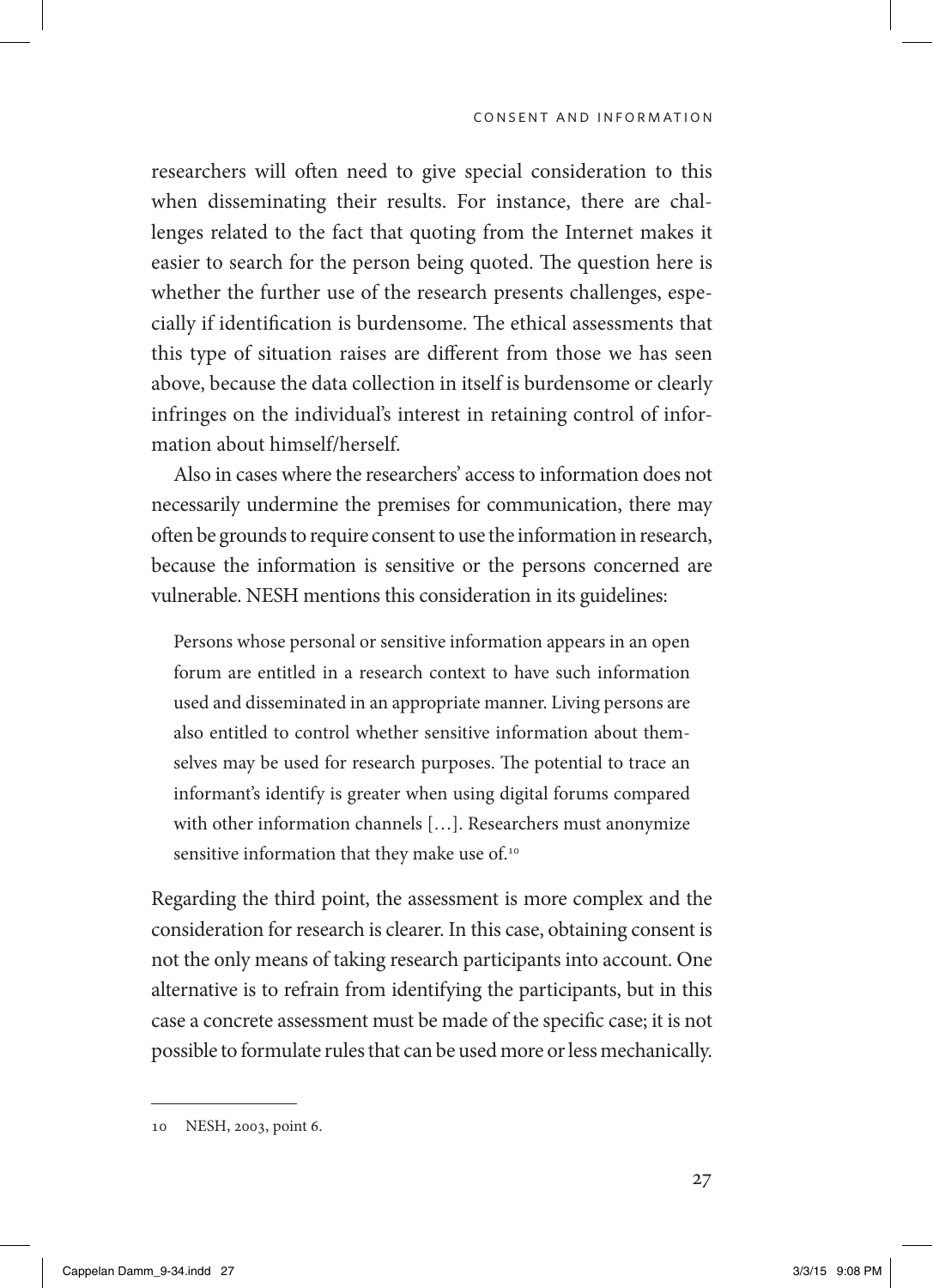researchers will often need to give special consideration to this when disseminating their results. For instance, there are challenges related to the fact that quoting from the Internet makes it easier to search for the person being quoted. The question here is whether the further use of the research presents challenges, especially if identification is burdensome. The ethical assessments that this type of situation raises are different from those we has seen above, because the data collection in itself is burdensome or clearly infringes on the individual's interest in retaining control of information about himself/herself.

Also in cases where the researchers' access to information does not necessarily undermine the premises for communication, there may often be grounds to require consent to use the information in research, because the information is sensitive or the persons concerned are vulnerable. NESH mentions this consideration in its guidelines:

> Persons whose personal or sensitive information appears in an open forum are entitled in a research context to have such information used and disseminated in an appropriate manner. Living persons are also entitled to control whether sensitive information about themselves may be used for research purposes. The potential to trace an informant's identify is greater when using digital forums compared with other information channels […]. Researchers must anonymize sensitive information that they make use of.[10]

Regarding the third point, the assessment is more complex and the consideration for research is clearer. In this case, obtaining consent is not the only means of taking research participants into account. One alternative is to refrain from identifying the participants, but in this case a concrete assessment must be made of the specific case; it is not possible to formulate rules that can be used more or less mechanically.

---

10 NESH, 2003, point 6.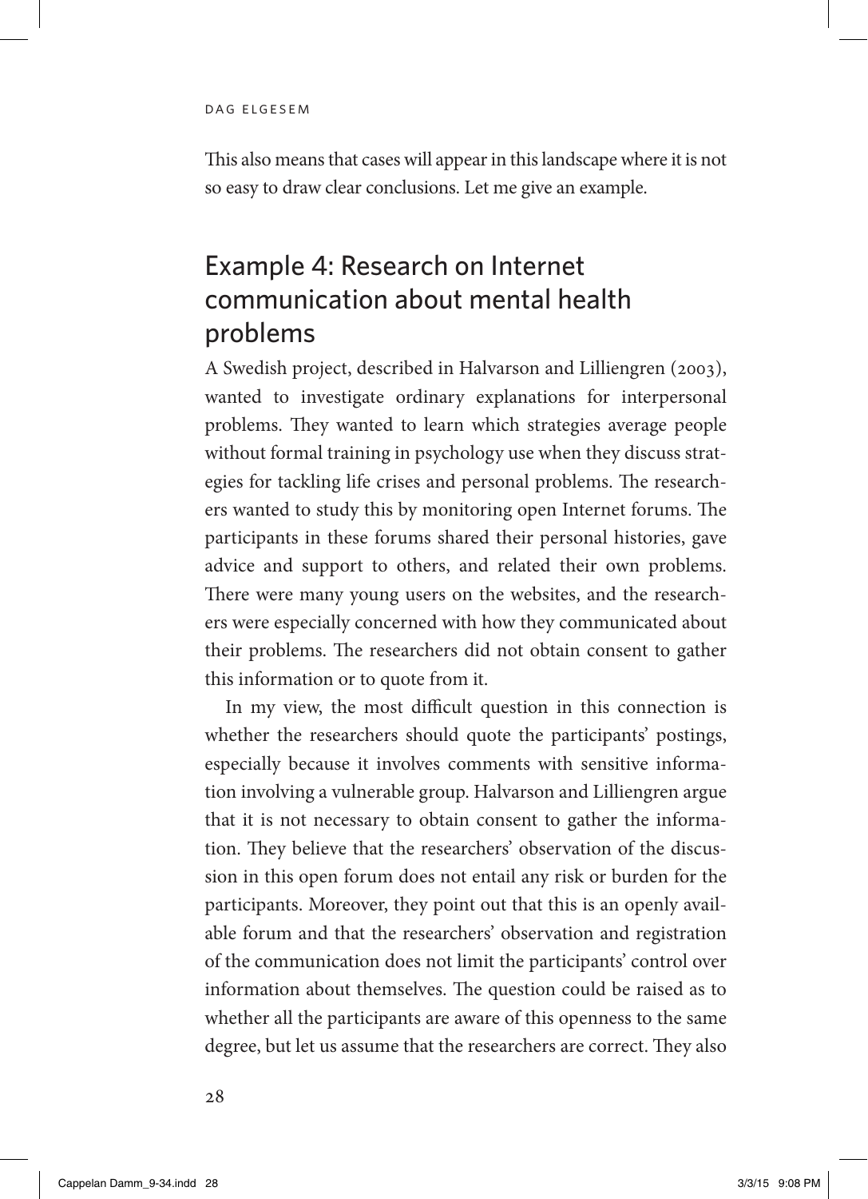This also means that cases will appear in this landscape where it is not so easy to draw clear conclusions. Let me give an example.

## Example 4: Research on Internet communication about mental health problems

A Swedish project, described in Halvarson and Lilliengren (2003), wanted to investigate ordinary explanations for interpersonal problems. They wanted to learn which strategies average people without formal training in psychology use when they discuss strategies for tackling life crises and personal problems. The researchers wanted to study this by monitoring open Internet forums. The participants in these forums shared their personal histories, gave advice and support to others, and related their own problems. There were many young users on the websites, and the researchers were especially concerned with how they communicated about their problems. The researchers did not obtain consent to gather this information or to quote from it.

In my view, the most difficult question in this connection is whether the researchers should quote the participants' postings, especially because it involves comments with sensitive information involving a vulnerable group. Halvarson and Lilliengren argue that it is not necessary to obtain consent to gather the information. They believe that the researchers' observation of the discussion in this open forum does not entail any risk or burden for the participants. Moreover, they point out that this is an openly available forum and that the researchers' observation and registration of the communication does not limit the participants' control over information about themselves. The question could be raised as to whether all the participants are aware of this openness to the same degree, but let us assume that the researchers are correct. They also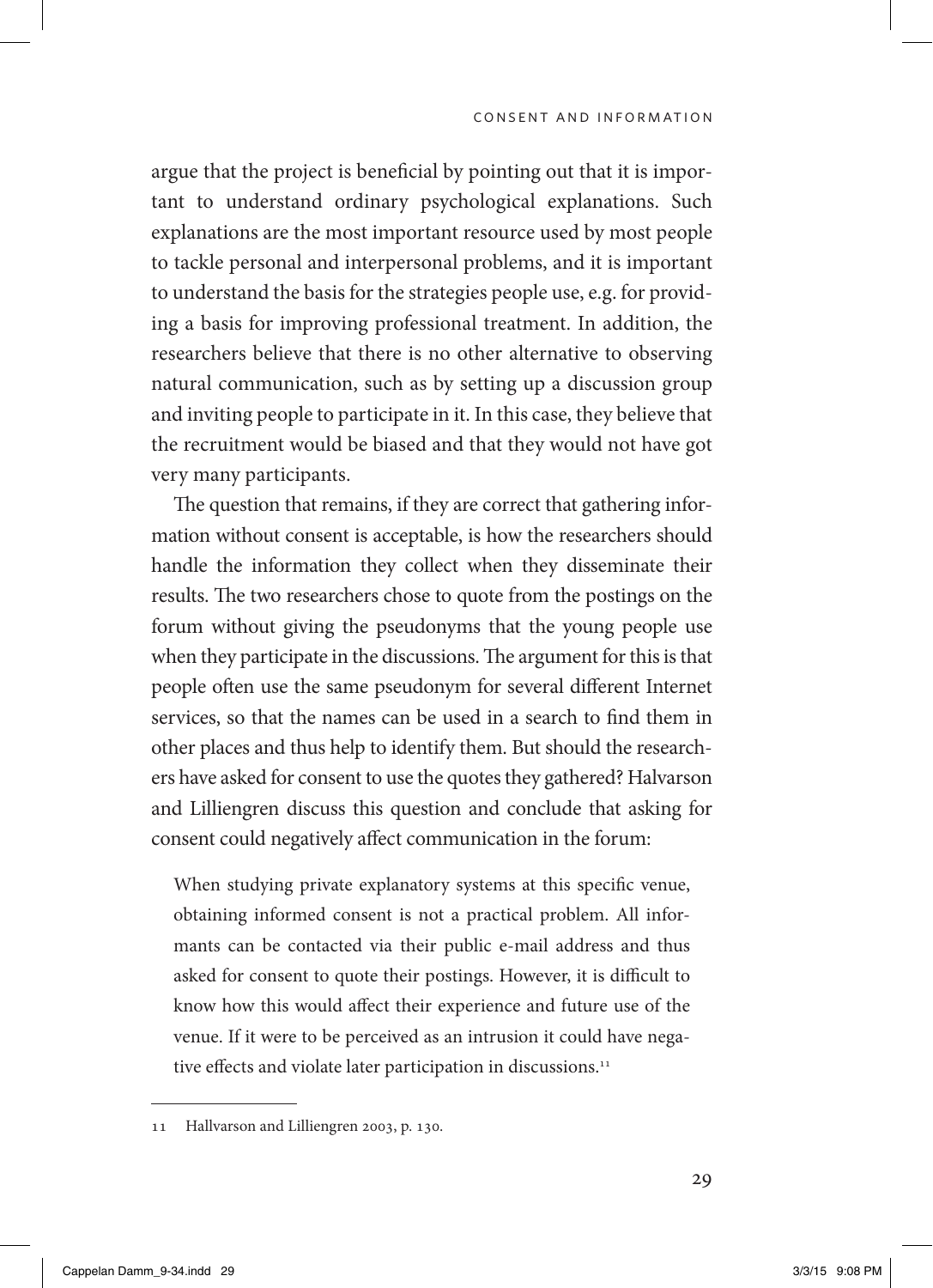argue that the project is beneficial by pointing out that it is important to understand ordinary psychological explanations. Such explanations are the most important resource used by most people to tackle personal and interpersonal problems, and it is important to understand the basis for the strategies people use, e.g. for providing a basis for improving professional treatment. In addition, the researchers believe that there is no other alternative to observing natural communication, such as by setting up a discussion group and inviting people to participate in it. In this case, they believe that the recruitment would be biased and that they would not have got very many participants.

The question that remains, if they are correct that gathering information without consent is acceptable, is how the researchers should handle the information they collect when they disseminate their results. The two researchers chose to quote from the postings on the forum without giving the pseudonyms that the young people use when they participate in the discussions. The argument for this is that people often use the same pseudonym for several different Internet services, so that the names can be used in a search to find them in other places and thus help to identify them. But should the researchers have asked for consent to use the quotes they gathered? Halvarson and Lilliengren discuss this question and conclude that asking for consent could negatively affect communication in the forum:

> When studying private explanatory systems at this specific venue, obtaining informed consent is not a practical problem. All informants can be contacted via their public e-mail address and thus asked for consent to quote their postings. However, it is difficult to know how this would affect their experience and future use of the venue. If it were to be perceived as an intrusion it could have negative effects and violate later participation in discussions.[11]

---

11 Hallvarson and Lilliengren 2003, p. 130.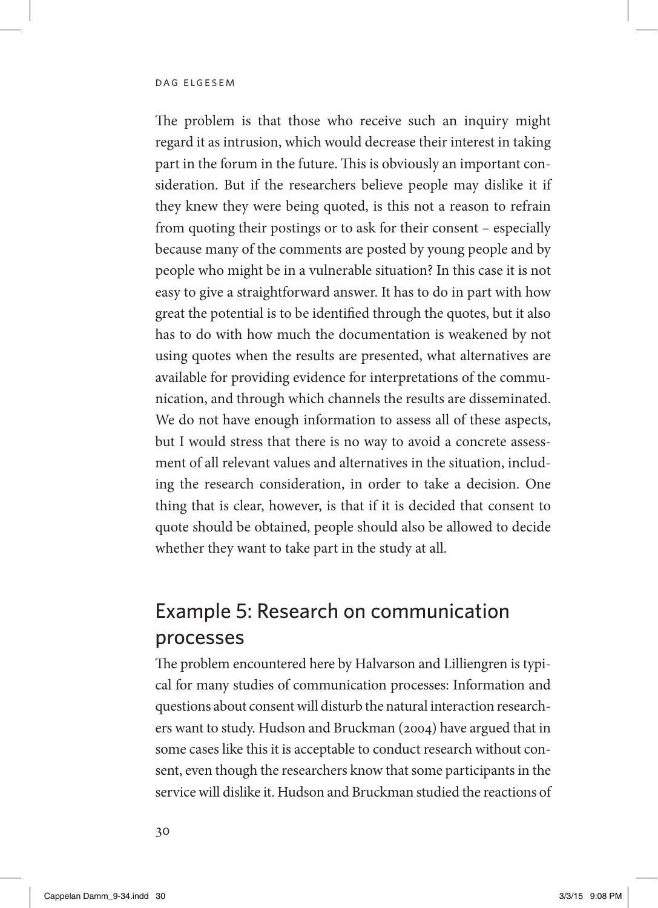The problem is that those who receive such an inquiry might regard it as intrusion, which would decrease their interest in taking part in the forum in the future. This is obviously an important consideration. But if the researchers believe people may dislike it if they knew they were being quoted, is this not a reason to refrain from quoting their postings or to ask for their consent – especially because many of the comments are posted by young people and by people who might be in a vulnerable situation? In this case it is not easy to give a straightforward answer. It has to do in part with how great the potential is to be identified through the quotes, but it also has to do with how much the documentation is weakened by not using quotes when the results are presented, what alternatives are available for providing evidence for interpretations of the communication, and through which channels the results are disseminated. We do not have enough information to assess all of these aspects, but I would stress that there is no way to avoid a concrete assessment of all relevant values and alternatives in the situation, including the research consideration, in order to take a decision. One thing that is clear, however, is that if it is decided that consent to quote should be obtained, people should also be allowed to decide whether they want to take part in the study at all.

## Example 5: Research on communication processes

The problem encountered here by Halvarson and Lilliengren is typical for many studies of communication processes: Information and questions about consent will disturb the natural interaction researchers want to study. Hudson and Bruckman (2004) have argued that in some cases like this it is acceptable to conduct research without consent, even though the researchers know that some participants in the service will dislike it. Hudson and Bruckman studied the reactions of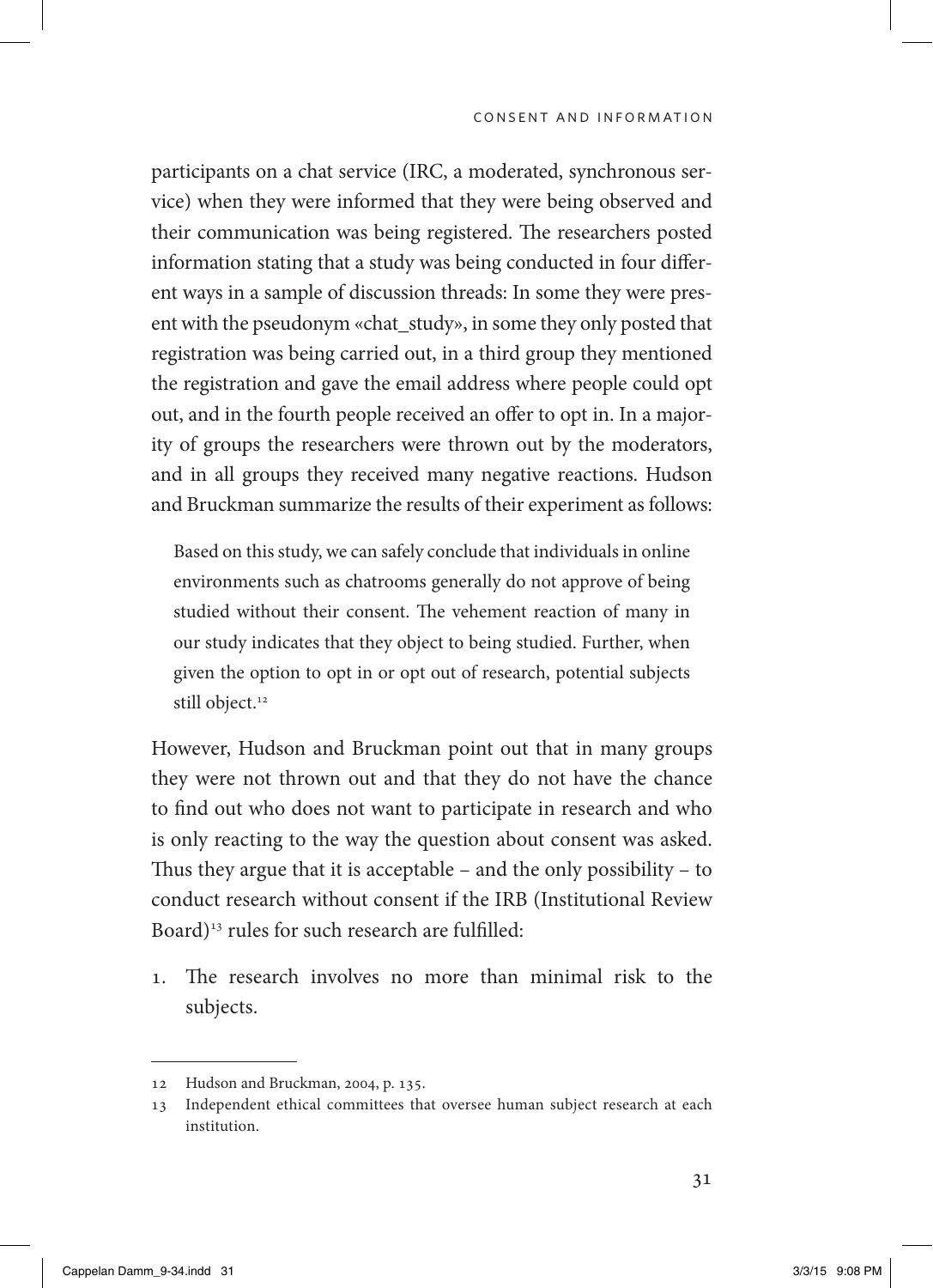participants on a chat service (IRC, a moderated, synchronous service) when they were informed that they were being observed and their communication was being registered. The researchers posted information stating that a study was being conducted in four different ways in a sample of discussion threads: In some they were present with the pseudonym «chat_study», in some they only posted that registration was being carried out, in a third group they mentioned the registration and gave the email address where people could opt out, and in the fourth people received an offer to opt in. In a majority of groups the researchers were thrown out by the moderators, and in all groups they received many negative reactions. Hudson and Bruckman summarize the results of their experiment as follows:

> Based on this study, we can safely conclude that individuals in online environments such as chatrooms generally do not approve of being studied without their consent. The vehement reaction of many in our study indicates that they object to being studied. Further, when given the option to opt in or opt out of research, potential subjects still object.[12]

However, Hudson and Bruckman point out that in many groups they were not thrown out and that they do not have the chance to find out who does not want to participate in research and who is only reacting to the way the question about consent was asked. Thus they argue that it is acceptable – and the only possibility – to conduct research without consent if the IRB (Institutional Review Board)[13] rules for such research are fulfilled:

1. The research involves no more than minimal risk to the subjects.

---

12 Hudson and Bruckman, 2004, p. 135.

13 Independent ethical committees that oversee human subject research at each institution.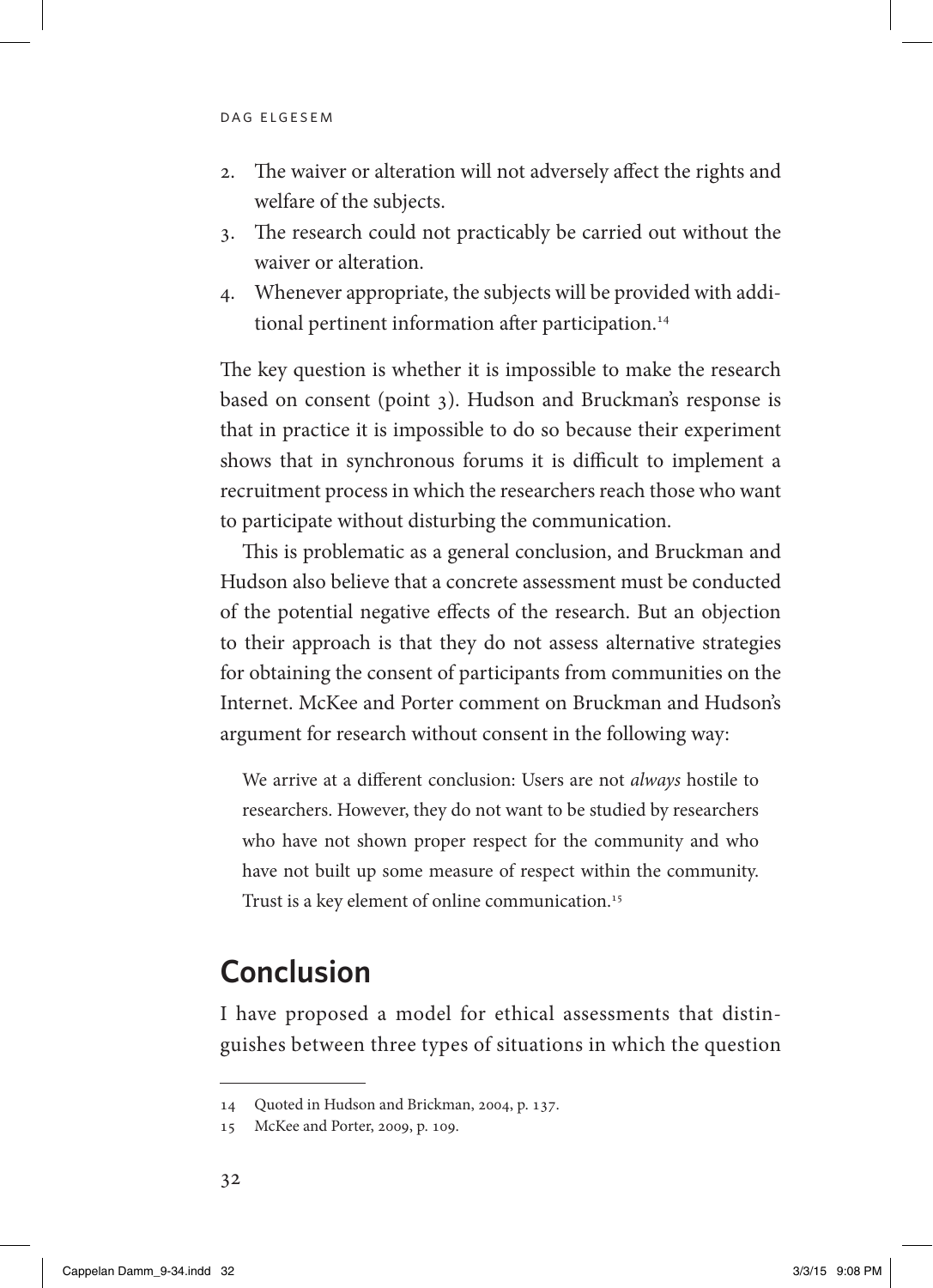2. The waiver or alteration will not adversely affect the rights and welfare of the subjects.
3. The research could not practicably be carried out without the waiver or alteration.
4. Whenever appropriate, the subjects will be provided with additional pertinent information after participation.[14]

The key question is whether it is impossible to make the research based on consent (point 3). Hudson and Bruckman's response is that in practice it is impossible to do so because their experiment shows that in synchronous forums it is difficult to implement a recruitment process in which the researchers reach those who want to participate without disturbing the communication.

This is problematic as a general conclusion, and Bruckman and Hudson also believe that a concrete assessment must be conducted of the potential negative effects of the research. But an objection to their approach is that they do not assess alternative strategies for obtaining the consent of participants from communities on the Internet. McKee and Porter comment on Bruckman and Hudson's argument for research without consent in the following way:

> We arrive at a different conclusion: Users are not *always* hostile to researchers. However, they do not want to be studied by researchers who have not shown proper respect for the community and who have not built up some measure of respect within the community. Trust is a key element of online communication.[15]

## Conclusion

I have proposed a model for ethical assessments that distinguishes between three types of situations in which the question

14 Quoted in Hudson and Brickman, 2004, p. 137.

15 McKee and Porter, 2009, p. 109.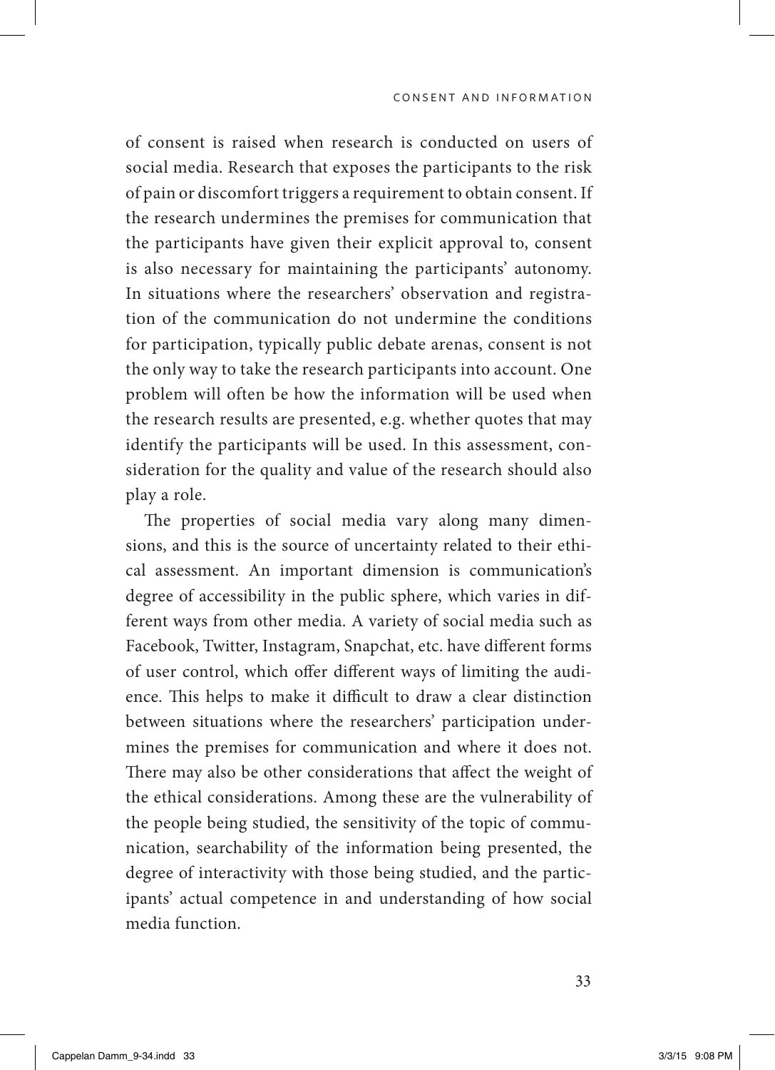of consent is raised when research is conducted on users of social media. Research that exposes the participants to the risk of pain or discomfort triggers a requirement to obtain consent. If the research undermines the premises for communication that the participants have given their explicit approval to, consent is also necessary for maintaining the participants' autonomy. In situations where the researchers' observation and registration of the communication do not undermine the conditions for participation, typically public debate arenas, consent is not the only way to take the research participants into account. One problem will often be how the information will be used when the research results are presented, e.g. whether quotes that may identify the participants will be used. In this assessment, consideration for the quality and value of the research should also play a role.

The properties of social media vary along many dimensions, and this is the source of uncertainty related to their ethical assessment. An important dimension is communication's degree of accessibility in the public sphere, which varies in different ways from other media. A variety of social media such as Facebook, Twitter, Instagram, Snapchat, etc. have different forms of user control, which offer different ways of limiting the audience. This helps to make it difficult to draw a clear distinction between situations where the researchers' participation undermines the premises for communication and where it does not. There may also be other considerations that affect the weight of the ethical considerations. Among these are the vulnerability of the people being studied, the sensitivity of the topic of communication, searchability of the information being presented, the degree of interactivity with those being studied, and the participants' actual competence in and understanding of how social media function.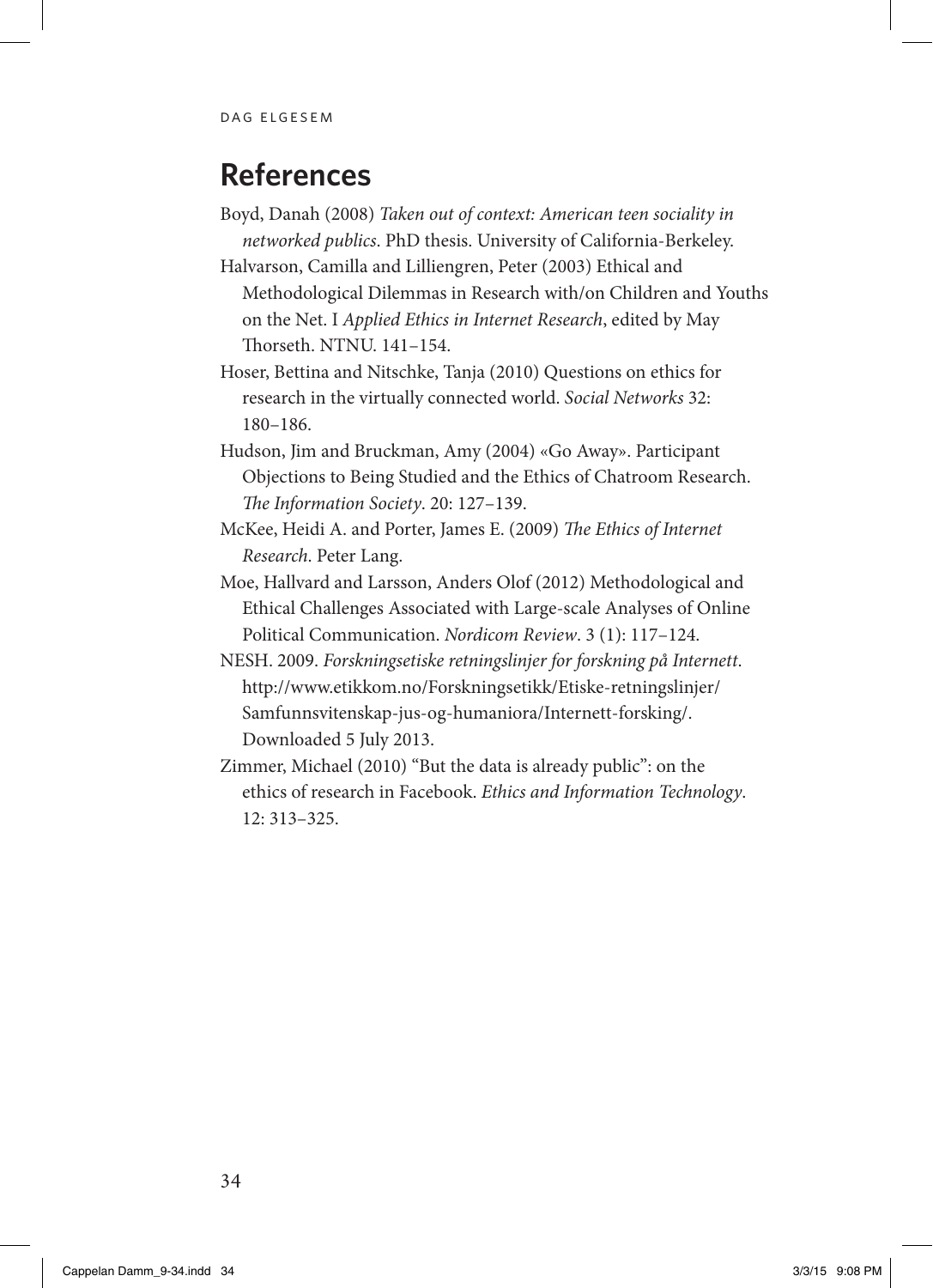## References

Boyd, Danah (2008) *Taken out of context: American teen sociality in networked publics*. PhD thesis. University of California-Berkeley.

Halvarson, Camilla and Lilliengren, Peter (2003) Ethical and Methodological Dilemmas in Research with/on Children and Youths on the Net. I *Applied Ethics in Internet Research*, edited by May Thorseth. NTNU. 141–154.

Hoser, Bettina and Nitschke, Tanja (2010) Questions on ethics for research in the virtually connected world. *Social Networks* 32: 180–186.

Hudson, Jim and Bruckman, Amy (2004) «Go Away». Participant Objections to Being Studied and the Ethics of Chatroom Research. *The Information Society*. 20: 127–139.

McKee, Heidi A. and Porter, James E. (2009) *The Ethics of Internet Research*. Peter Lang.

Moe, Hallvard and Larsson, Anders Olof (2012) Methodological and Ethical Challenges Associated with Large-scale Analyses of Online Political Communication. *Nordicom Review*. 3 (1): 117–124.

NESH. 2009. *Forskningsetiske retningslinjer for forskning på Internett*. http://www.etikkom.no/Forskningsetikk/Etiske-retningslinjer/Samfunnsvitenskap-jus-og-humaniora/Internett-forsking/. Downloaded 5 July 2013.

Zimmer, Michael (2010) "But the data is already public": on the ethics of research in Facebook. *Ethics and Information Technology*. 12: 313–325.